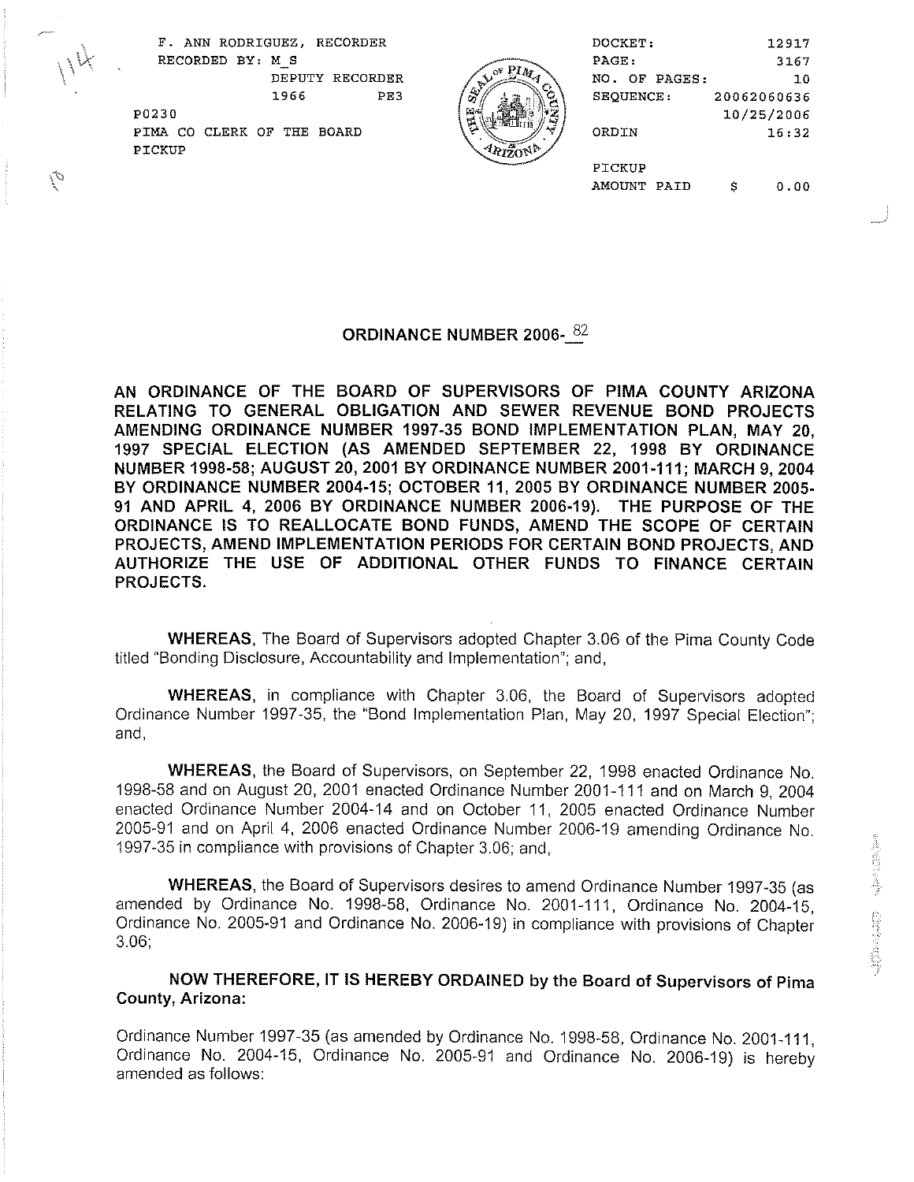F. ANN RODRIGUEZ, RECORDER
RECORDED BY: M_S
DEPUTY RECORDER
1966 PE3
P0230
PIMA CO CLERK OF THE BOARD
PICKUP

| | |
|---|---|
| DOCKET: | 12917 |
| PAGE: | 3167 |
| NO. OF PAGES: | 10 |
| SEQUENCE: | 20062060636 |
| | 10/25/2006 |
| ORDIN | 16:32 |
| PICKUP | |
| AMOUNT PAID | $ 0.00 |

## ORDINANCE NUMBER 2006-82

**AN ORDINANCE OF THE BOARD OF SUPERVISORS OF PIMA COUNTY ARIZONA RELATING TO GENERAL OBLIGATION AND SEWER REVENUE BOND PROJECTS AMENDING ORDINANCE NUMBER 1997-35 BOND IMPLEMENTATION PLAN, MAY 20, 1997 SPECIAL ELECTION (AS AMENDED SEPTEMBER 22, 1998 BY ORDINANCE NUMBER 1998-58; AUGUST 20, 2001 BY ORDINANCE NUMBER 2001-111; MARCH 9, 2004 BY ORDINANCE NUMBER 2004-15; OCTOBER 11, 2005 BY ORDINANCE NUMBER 2005-91 AND APRIL 4, 2006 BY ORDINANCE NUMBER 2006-19). THE PURPOSE OF THE ORDINANCE IS TO REALLOCATE BOND FUNDS, AMEND THE SCOPE OF CERTAIN PROJECTS, AMEND IMPLEMENTATION PERIODS FOR CERTAIN BOND PROJECTS, AND AUTHORIZE THE USE OF ADDITIONAL OTHER FUNDS TO FINANCE CERTAIN PROJECTS.**

**WHEREAS,** The Board of Supervisors adopted Chapter 3.06 of the Pima County Code titled "Bonding Disclosure, Accountability and Implementation"; and,

**WHEREAS,** in compliance with Chapter 3.06, the Board of Supervisors adopted Ordinance Number 1997-35, the "Bond Implementation Plan, May 20, 1997 Special Election"; and,

**WHEREAS,** the Board of Supervisors, on September 22, 1998 enacted Ordinance No. 1998-58 and on August 20, 2001 enacted Ordinance Number 2001-111 and on March 9, 2004 enacted Ordinance Number 2004-14 and on October 11, 2005 enacted Ordinance Number 2005-91 and on April 4, 2006 enacted Ordinance Number 2006-19 amending Ordinance No. 1997-35 in compliance with provisions of Chapter 3.06; and,

**WHEREAS,** the Board of Supervisors desires to amend Ordinance Number 1997-35 (as amended by Ordinance No. 1998-58, Ordinance No. 2001-111, Ordinance No. 2004-15, Ordinance No. 2005-91 and Ordinance No. 2006-19) in compliance with provisions of Chapter 3.06;

**NOW THEREFORE, IT IS HEREBY ORDAINED by the Board of Supervisors of Pima County, Arizona:**

Ordinance Number 1997-35 (as amended by Ordinance No. 1998-58, Ordinance No. 2001-111, Ordinance No. 2004-15, Ordinance No. 2005-91 and Ordinance No. 2006-19) is hereby amended as follows: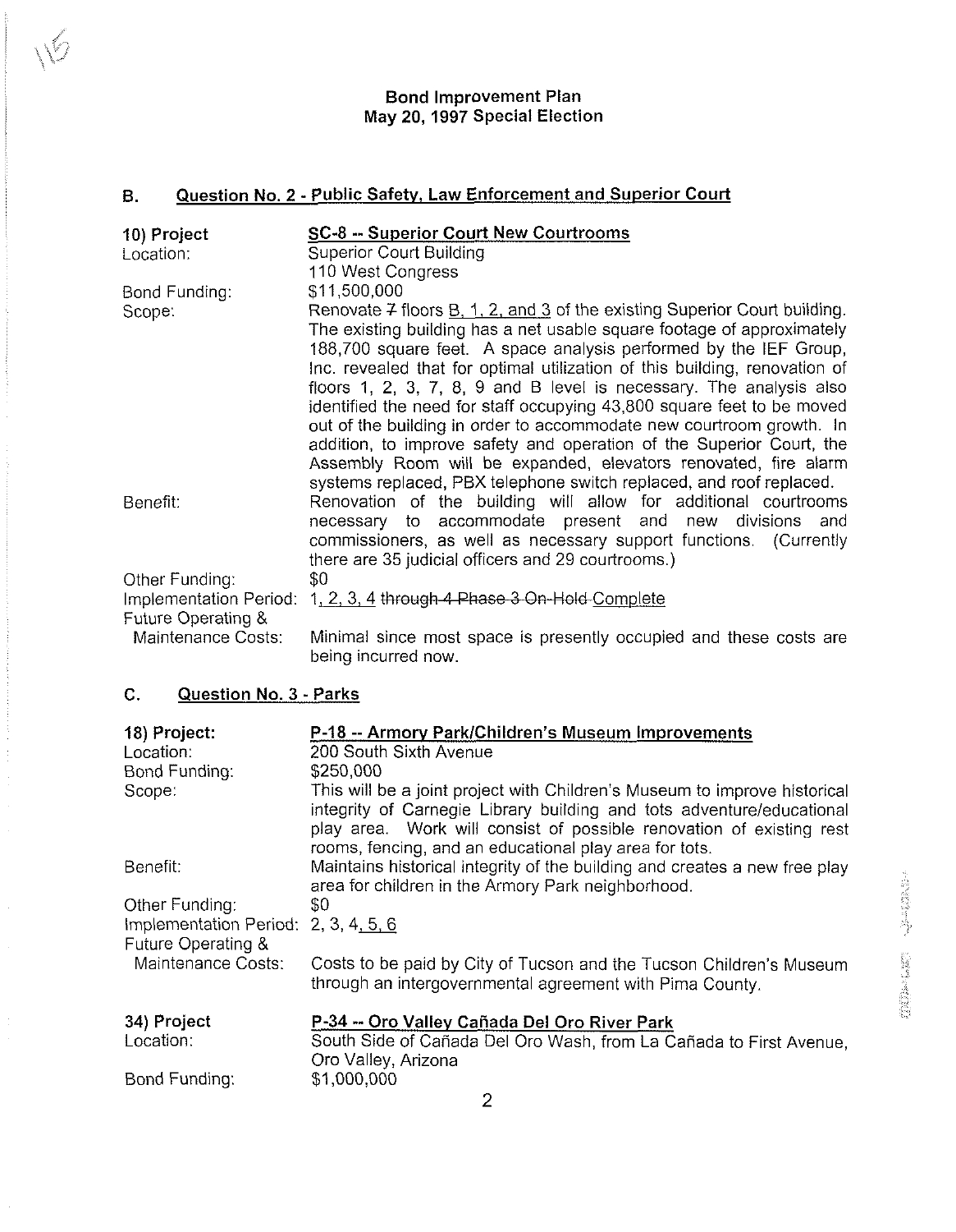## Bond Improvement Plan
## May 20, 1997 Special Election

### B. Question No. 2 - Public Safety, Law Enforcement and Superior Court

| | |
|---|---|
| **10) Project** | **SC-8 -- Superior Court New Courtrooms** |
| Location: | Superior Court Building<br>110 West Congress |
| Bond Funding: | $11,500,000 |
| Scope: | Renovate ~~7~~ floors B, 1, 2, and 3 of the existing Superior Court building. The existing building has a net usable square footage of approximately 188,700 square feet. A space analysis performed by the IEF Group, Inc. revealed that for optimal utilization of this building, renovation of floors 1, 2, 3, 7, 8, 9 and B level is necessary. The analysis also identified the need for staff occupying 43,800 square feet to be moved out of the building in order to accommodate new courtroom growth. In addition, to improve safety and operation of the Superior Court, the Assembly Room will be expanded, elevators renovated, fire alarm systems replaced, PBX telephone switch replaced, and roof replaced. |
| Benefit: | Renovation of the building will allow for additional courtrooms necessary to accommodate present and new divisions and commissioners, as well as necessary support functions. (Currently there are 35 judicial officers and 29 courtrooms.) |
| Other Funding: | $0 |
| Implementation Period: | 1, 2, 3, 4 ~~through 4 Phase 3 On-Hold~~ Complete |
| Future Operating & Maintenance Costs: | Minimal since most space is presently occupied and these costs are being incurred now. |

### C. Question No. 3 - Parks

| | |
|---|---|
| **18) Project:** | **P-18 -- Armory Park/Children's Museum Improvements** |
| Location: | 200 South Sixth Avenue |
| Bond Funding: | $250,000 |
| Scope: | This will be a joint project with Children's Museum to improve historical integrity of Carnegie Library building and tots adventure/educational play area. Work will consist of possible renovation of existing rest rooms, fencing, and an educational play area for tots. |
| Benefit: | Maintains historical integrity of the building and creates a new free play area for children in the Armory Park neighborhood. |
| Other Funding: | $0 |
| Implementation Period: | 2, 3, 4, 5, 6 |
| Future Operating & Maintenance Costs: | Costs to be paid by City of Tucson and the Tucson Children's Museum through an intergovernmental agreement with Pima County. |

| | |
|---|---|
| **34) Project** | **P-34 -- Oro Valley Cañada Del Oro River Park** |
| Location: | South Side of Cañada Del Oro Wash, from La Cañada to First Avenue, Oro Valley, Arizona |
| Bond Funding: | $1,000,000 |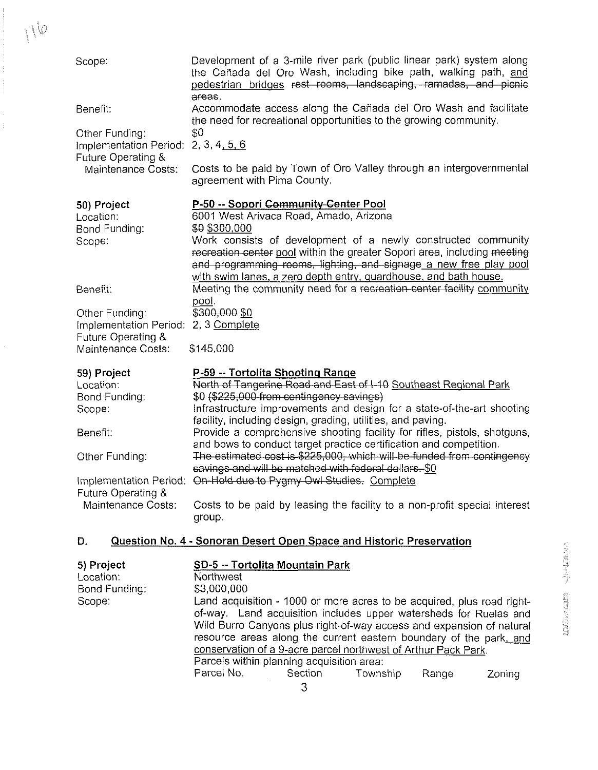| | |
|---|---|
| Scope: | Development of a 3-mile river park (public linear park) system along the Cañada del Oro Wash, including bike path, walking path, and pedestrian bridges ~~rest rooms, landscaping, ramadas, and picnic areas~~. |
| Benefit: | Accommodate access along the Cañada del Oro Wash and facilitate the need for recreational opportunities to the growing community. |
| Other Funding: | $0 |
| Implementation Period: | 2, 3, 4, 5, 6 |
| Future Operating & Maintenance Costs: | Costs to be paid by Town of Oro Valley through an intergovernmental agreement with Pima County. |

| | |
|---|---|
| **50) Project** | **P-50 -- Sopori ~~Community Center~~ Pool** |
| Location: | 6001 West Arivaca Road, Amado, Arizona |
| Bond Funding: | ~~$0~~ $300,000 |
| Scope: | Work consists of development of a newly constructed community ~~recreation center~~ pool within the greater Sopori area, including ~~meeting and programming rooms, lighting, and signage~~ a new free play pool with swim lanes, a zero depth entry, guardhouse, and bath house. |
| Benefit: | Meeting the community need for a ~~recreation center facility~~ community pool. |
| Other Funding: | ~~$300,000~~ $0 |
| Implementation Period: | 2, 3 Complete |
| Future Operating & Maintenance Costs: | $145,000 |

| | |
|---|---|
| **59) Project** | **P-59 -- Tortolita Shooting Range** |
| Location: | ~~North of Tangerine Road and East of I-10~~ Southeast Regional Park |
| Bond Funding: | $0 ~~($225,000 from contingency savings)~~ |
| Scope: | Infrastructure improvements and design for a state-of-the-art shooting facility, including design, grading, utilities, and paving. |
| Benefit: | Provide a comprehensive shooting facility for rifles, pistols, shotguns, and bows to conduct target practice certification and competition. |
| Other Funding: | ~~The estimated cost is $225,000, which will be funded from contingency savings and will be matched with federal dollars.~~ $0 |
| Implementation Period: | ~~On-Hold due to Pygmy Owl Studies.~~ Complete |
| Future Operating & Maintenance Costs: | Costs to be paid by leasing the facility to a non-profit special interest group. |

## D. Question No. 4 - Sonoran Desert Open Space and Historic Preservation

| | |
|---|---|
| **5) Project** | **SD-5 -- Tortolita Mountain Park** |
| Location: | Northwest |
| Bond Funding: | $3,000,000 |
| Scope: | Land acquisition - 1000 or more acres to be acquired, plus road right-of-way. Land acquisition includes upper watersheds for Ruelas and Wild Burro Canyons plus right-of-way access and expansion of natural resource areas along the current eastern boundary of the park, and conservation of a 9-acre parcel northwest of Arthur Pack Park. |

Parcels within planning acquisition area:

| Parcel No. | Section | Township | Range | Zoning |
|---|---|---|---|---|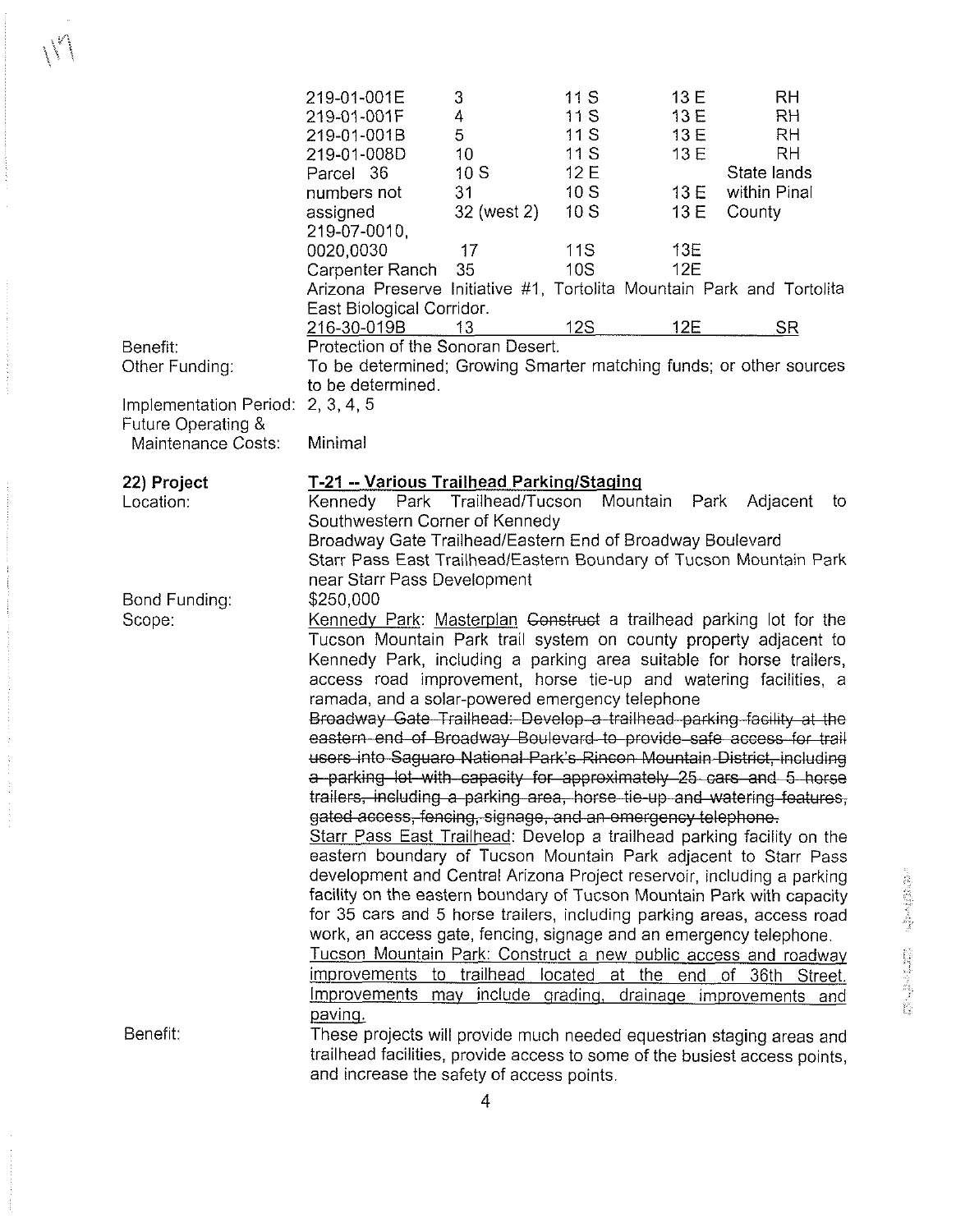| | | | | |
|---|---|---|---|---|
| 219-01-001E | 3 | 11 S | 13 E | RH |
| 219-01-001F | 4 | 11 S | 13 E | RH |
| 219-01-001B | 5 | 11 S | 13 E | RH |
| 219-01-008D | 10 | 11 S | 13 E | RH |
| Parcel 36 | 10 S | 12 E | | State lands |
| numbers not | 31 | 10 S | 13 E | within Pinal |
| assigned | 32 (west 2) | 10 S | 13 E | County |
| 219-07-0010, 0020,0030 | 17 | 11S | 13E | |
| Carpenter Ranch | 35 | 10S | 12E | |

Arizona Preserve Initiative #1, Tortolita Mountain Park and Tortolita East Biological Corridor.

| | | | | |
|---|---|---|---|---|
| 216-30-019B | 13 | 12S | 12E | SR |

Benefit: Protection of the Sonoran Desert.

Other Funding: To be determined; Growing Smarter matching funds; or other sources to be determined.

Implementation Period: 2, 3, 4, 5

Future Operating & Maintenance Costs: Minimal

**22) Project** **T-21 -- Various Trailhead Parking/Staging**

Location: Kennedy Park Trailhead/Tucson Mountain Park Adjacent to Southwestern Corner of Kennedy
Broadway Gate Trailhead/Eastern End of Broadway Boulevard
Starr Pass East Trailhead/Eastern Boundary of Tucson Mountain Park near Starr Pass Development

Bond Funding: $250,000

Scope: Kennedy Park: Masterplan ~~Construct~~ a trailhead parking lot for the Tucson Mountain Park trail system on county property adjacent to Kennedy Park, including a parking area suitable for horse trailers, access road improvement, horse tie-up and watering facilities, a ramada, and a solar-powered emergency telephone

~~Broadway Gate Trailhead: Develop a trailhead parking facility at the eastern end of Broadway Boulevard to provide safe access for trail users into Saguaro National Park's Rincon Mountain District, including a parking lot with capacity for approximately 25 cars and 5 horse trailers, including a parking area, horse tie-up and watering features, gated access, fencing, signage, and an emergency telephone.~~

Starr Pass East Trailhead: Develop a trailhead parking facility on the eastern boundary of Tucson Mountain Park adjacent to Starr Pass development and Central Arizona Project reservoir, including a parking facility on the eastern boundary of Tucson Mountain Park with capacity for 35 cars and 5 horse trailers, including parking areas, access road work, an access gate, fencing, signage and an emergency telephone.

Tucson Mountain Park: Construct a new public access and roadway improvements to trailhead located at the end of 36th Street. Improvements may include grading, drainage improvements and paving.

Benefit: These projects will provide much needed equestrian staging areas and trailhead facilities, provide access to some of the busiest access points, and increase the safety of access points.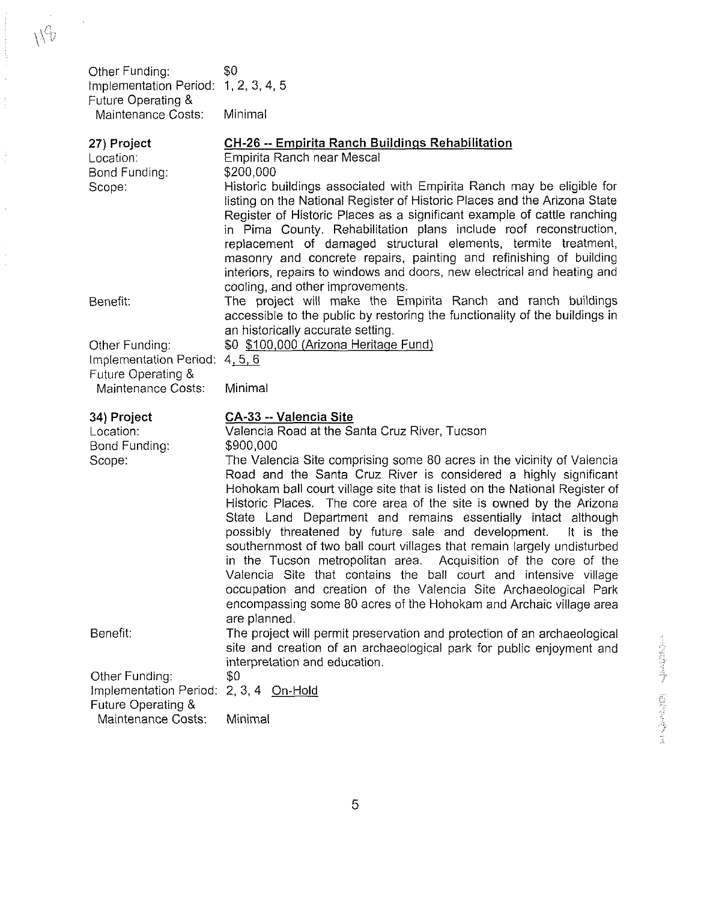| | |
|---|---|
| Other Funding: | $0 |
| Implementation Period: | 1, 2, 3, 4, 5 |
| Future Operating & Maintenance Costs: | Minimal |

**27) Project** — **CH-26 -- Empirita Ranch Buildings Rehabilitation**

| | |
|---|---|
| Location: | Empirita Ranch near Mescal |
| Bond Funding: | $200,000 |
| Scope: | Historic buildings associated with Empirita Ranch may be eligible for listing on the National Register of Historic Places and the Arizona State Register of Historic Places as a significant example of cattle ranching in Pima County. Rehabilitation plans include roof reconstruction, replacement of damaged structural elements, termite treatment, masonry and concrete repairs, painting and refinishing of building interiors, repairs to windows and doors, new electrical and heating and cooling, and other improvements. |
| Benefit: | The project will make the Empirita Ranch and ranch buildings accessible to the public by restoring the functionality of the buildings in an historically accurate setting. |
| Other Funding: | ~~$0~~ $100,000 (Arizona Heritage Fund) |
| Implementation Period: | 4, 5, 6 |
| Future Operating & Maintenance Costs: | Minimal |

**34) Project** — **CA-33 -- Valencia Site**

| | |
|---|---|
| Location: | Valencia Road at the Santa Cruz River, Tucson |
| Bond Funding: | $900,000 |
| Scope: | The Valencia Site comprising some 80 acres in the vicinity of Valencia Road and the Santa Cruz River is considered a highly significant Hohokam ball court village site that is listed on the National Register of Historic Places. The core area of the site is owned by the Arizona State Land Department and remains essentially intact although possibly threatened by future sale and development. It is the southernmost of two ball court villages that remain largely undisturbed in the Tucson metropolitan area. Acquisition of the core of the Valencia Site that contains the ball court and intensive village occupation and creation of the Valencia Site Archaeological Park encompassing some 80 acres of the Hohokam and Archaic village area are planned. |
| Benefit: | The project will permit preservation and protection of an archaeological site and creation of an archaeological park for public enjoyment and interpretation and education. |
| Other Funding: | $0 |
| Implementation Period: | 2, 3, 4 On-Hold |
| Future Operating & Maintenance Costs: | Minimal |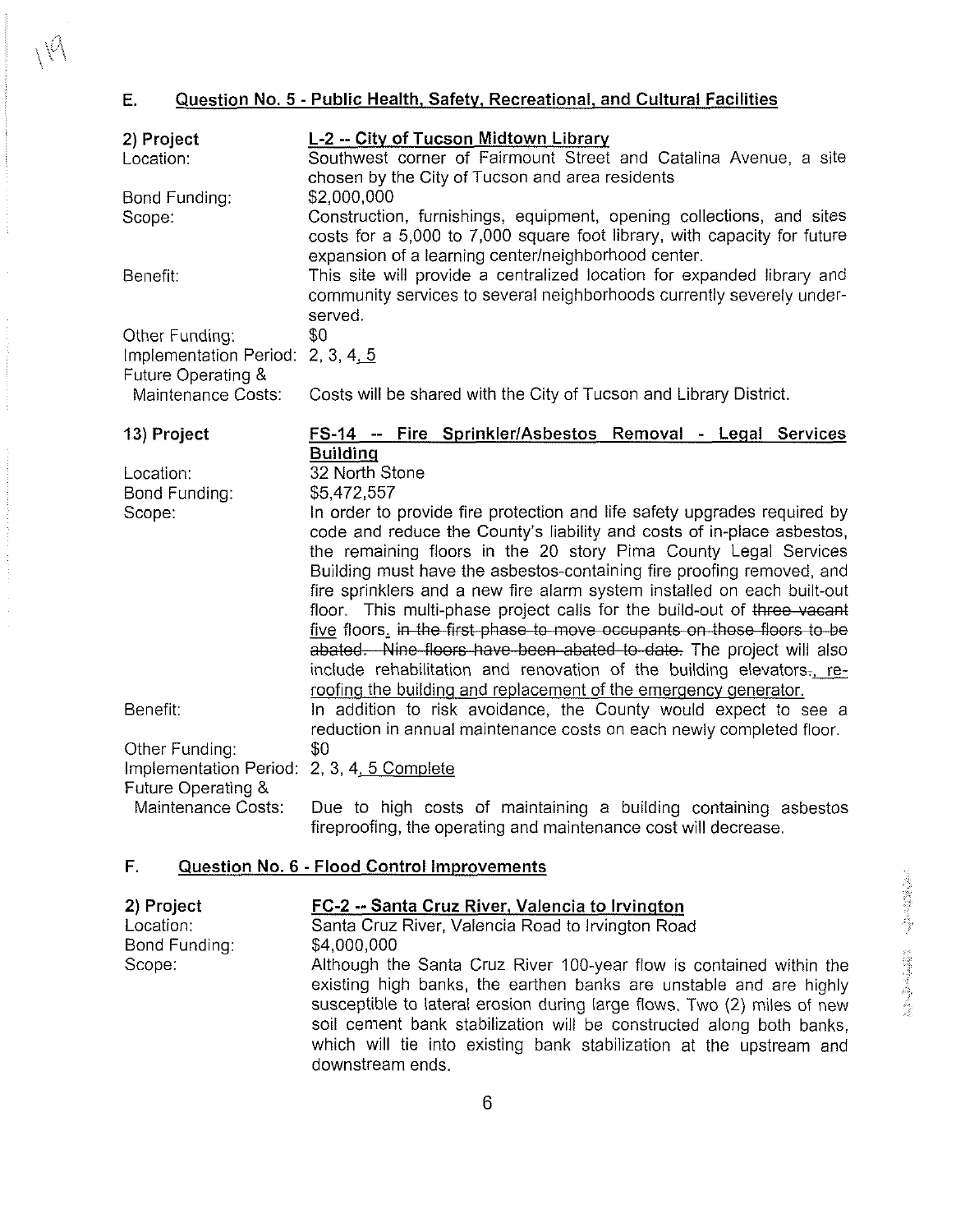## E. Question No. 5 - Public Health, Safety, Recreational, and Cultural Facilities

| | |
|---|---|
| **2) Project** | **L-2 -- City of Tucson Midtown Library** |
| Location: | Southwest corner of Fairmount Street and Catalina Avenue, a site chosen by the City of Tucson and area residents |
| Bond Funding: | $2,000,000 |
| Scope: | Construction, furnishings, equipment, opening collections, and sites costs for a 5,000 to 7,000 square foot library, with capacity for future expansion of a learning center/neighborhood center. |
| Benefit: | This site will provide a centralized location for expanded library and community services to several neighborhoods currently severely under-served. |
| Other Funding: | $0 |
| Implementation Period: | 2, 3, 4, 5 |
| Future Operating & Maintenance Costs: | Costs will be shared with the City of Tucson and Library District. |

| | |
|---|---|
| **13) Project** | **FS-14 -- Fire Sprinkler/Asbestos Removal - Legal Services Building** |
| Location: | 32 North Stone |
| Bond Funding: | $5,472,557 |
| Scope: | In order to provide fire protection and life safety upgrades required by code and reduce the County's liability and costs of in-place asbestos, the remaining floors in the 20 story Pima County Legal Services Building must have the asbestos-containing fire proofing removed, and fire sprinklers and a new fire alarm system installed on each built-out floor. This multi-phase project calls for the build-out of ~~three vacant~~ five floors. ~~in the first phase to move occupants on those floors to be abated. Nine floors have been abated to date.~~ The project will also include rehabilitation and renovation of the building elevators~~.~~, re-roofing the building and replacement of the emergency generator. |
| Benefit: | In addition to risk avoidance, the County would expect to see a reduction in annual maintenance costs on each newly completed floor. |
| Other Funding: | $0 |
| Implementation Period: | 2, 3, 4, 5 Complete |
| Future Operating & Maintenance Costs: | Due to high costs of maintaining a building containing asbestos fireproofing, the operating and maintenance cost will decrease. |

## F. Question No. 6 - Flood Control Improvements

| | |
|---|---|
| **2) Project** | **FC-2 -- Santa Cruz River, Valencia to Irvington** |
| Location: | Santa Cruz River, Valencia Road to Irvington Road |
| Bond Funding: | $4,000,000 |
| Scope: | Although the Santa Cruz River 100-year flow is contained within the existing high banks, the earthen banks are unstable and are highly susceptible to lateral erosion during large flows. Two (2) miles of new soil cement bank stabilization will be constructed along both banks, which will tie into existing bank stabilization at the upstream and downstream ends. |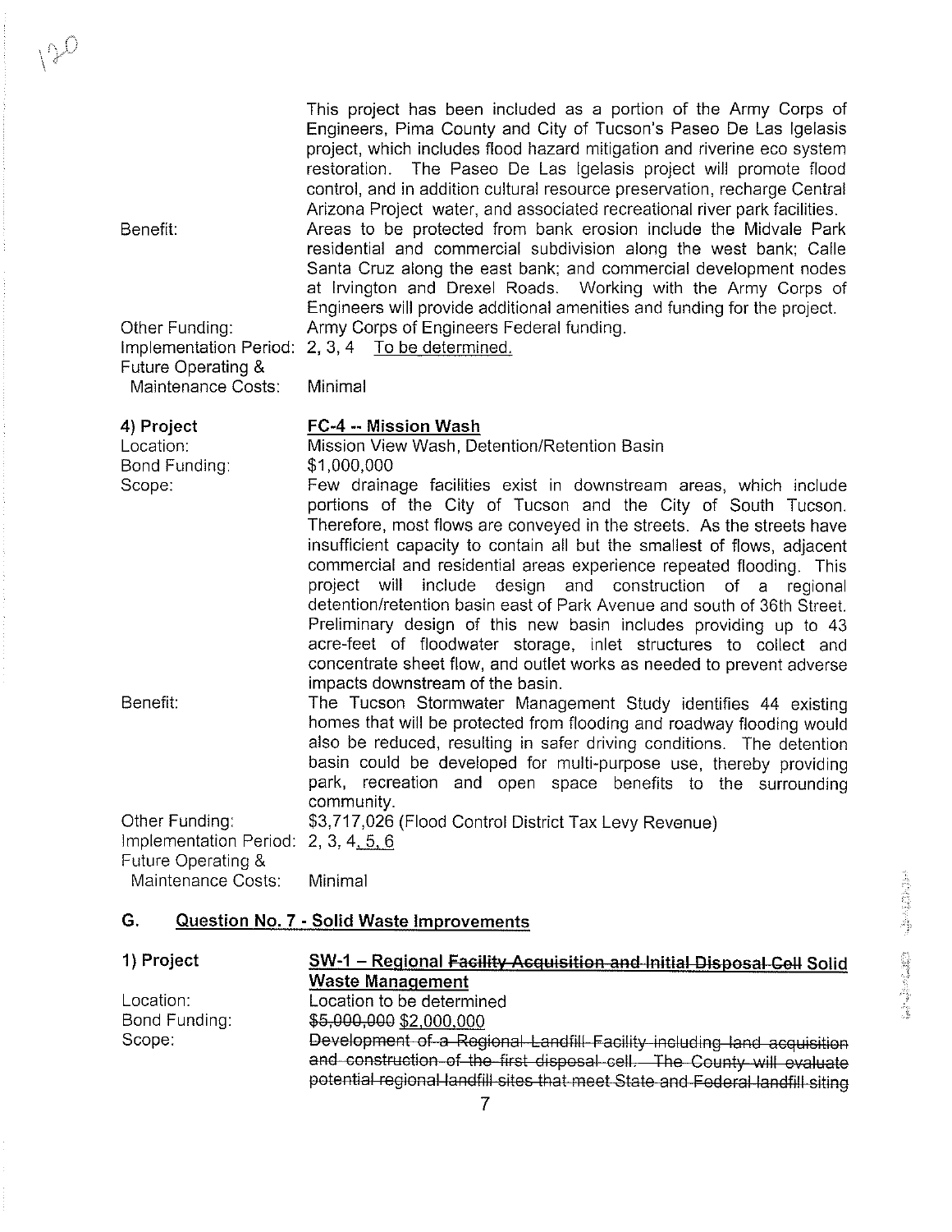This project has been included as a portion of the Army Corps of Engineers, Pima County and City of Tucson's Paseo De Las Igelasis project, which includes flood hazard mitigation and riverine eco system restoration. The Paseo De Las Igelasis project will promote flood control, and in addition cultural resource preservation, recharge Central Arizona Project water, and associated recreational river park facilities.

Benefit: Areas to be protected from bank erosion include the Midvale Park residential and commercial subdivision along the west bank; Calle Santa Cruz along the east bank; and commercial development nodes at Irvington and Drexel Roads. Working with the Army Corps of Engineers will provide additional amenities and funding for the project.

Other Funding: Army Corps of Engineers Federal funding.

Implementation Period: 2, 3, 4 <u>To be determined.</u>

Future Operating & Maintenance Costs: Minimal

**4) Project** **<u>FC-4 -- Mission Wash</u>**

Location: Mission View Wash, Detention/Retention Basin

Bond Funding: $1,000,000

Scope: Few drainage facilities exist in downstream areas, which include portions of the City of Tucson and the City of South Tucson. Therefore, most flows are conveyed in the streets. As the streets have insufficient capacity to contain all but the smallest of flows, adjacent commercial and residential areas experience repeated flooding. This project will include design and construction of a regional detention/retention basin east of Park Avenue and south of 36th Street. Preliminary design of this new basin includes providing up to 43 acre-feet of floodwater storage, inlet structures to collect and concentrate sheet flow, and outlet works as needed to prevent adverse impacts downstream of the basin.

Benefit: The Tucson Stormwater Management Study identifies 44 existing homes that will be protected from flooding and roadway flooding would also be reduced, resulting in safer driving conditions. The detention basin could be developed for multi-purpose use, thereby providing park, recreation and open space benefits to the surrounding community.

Other Funding: $3,717,026 (Flood Control District Tax Levy Revenue)

Implementation Period: 2, 3, 4<u>, 5, 6</u>

Future Operating & Maintenance Costs: Minimal

## G. <u>Question No. 7 - Solid Waste Improvements</u>

**1) Project** **<u>SW-1 – Regional ~~Facility Acquisition and Initial Disposal Cell~~ Solid Waste Management</u>**

Location: Location to be determined

Bond Funding: ~~$5,000,000~~ <u>$2,000,000</u>

Scope: ~~Development of a Regional Landfill Facility including land acquisition and construction of the first disposal cell. The County will evaluate potential regional landfill sites that meet State and Federal landfill siting~~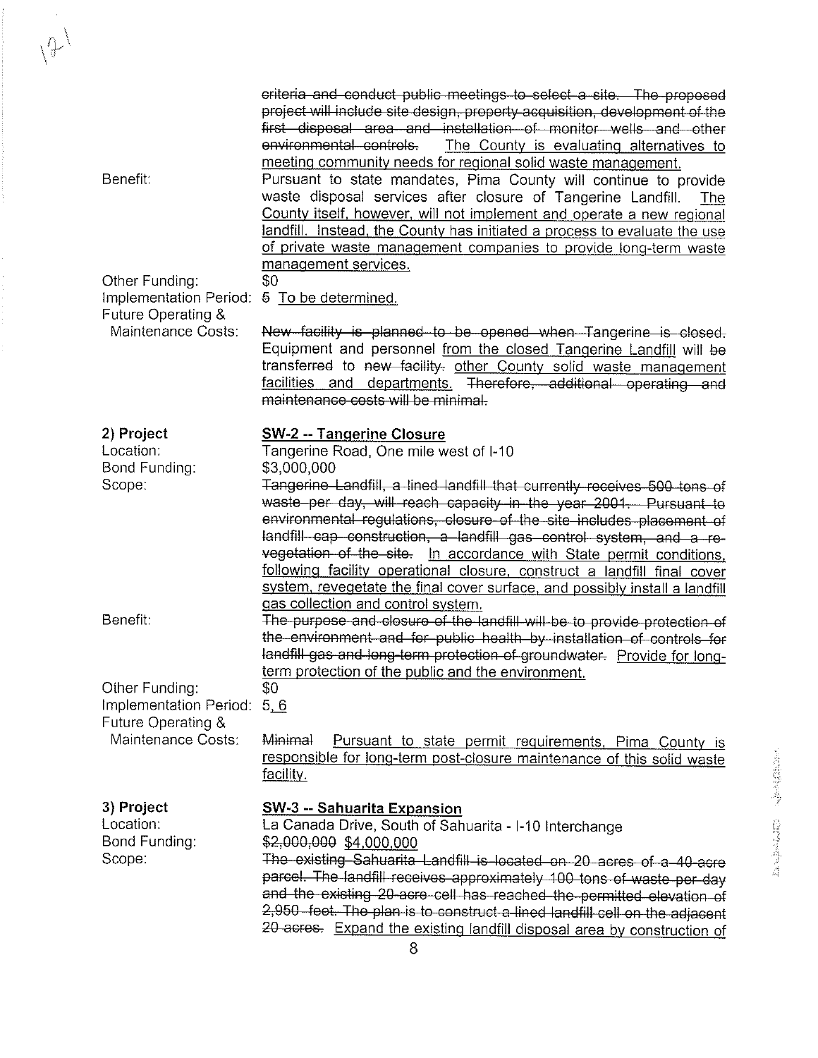~~criteria and conduct public meetings to select a site. The proposed project will include site design, property acquisition, development of the first disposal area and installation of monitor wells and other environmental controls.~~ The County is evaluating alternatives to meeting community needs for regional solid waste management.

Benefit: Pursuant to state mandates, Pima County will continue to provide waste disposal services after closure of Tangerine Landfill. The County itself, however, will not implement and operate a new regional landfill. Instead, the County has initiated a process to evaluate the use of private waste management companies to provide long-term waste management services.

Other Funding: $0

Implementation Period: ~~5~~ To be determined.

Future Operating & Maintenance Costs: ~~New facility is planned to be opened when Tangerine is closed.~~ Equipment and personnel from the closed Tangerine Landfill will ~~be~~ transferred to ~~new facility.~~ other County solid waste management facilities and departments. ~~Therefore, additional operating and maintenance costs will be minimal.~~

**2) Project** **SW-2 -- Tangerine Closure**

Location: Tangerine Road, One mile west of I-10

Bond Funding: $3,000,000

Scope: ~~Tangerine Landfill, a lined landfill that currently receives 500 tons of waste per day, will reach capacity in the year 2001. Pursuant to environmental regulations, closure of the site includes placement of landfill cap construction, a landfill gas control system, and a re-vegetation of the site.~~ In accordance with State permit conditions, following facility operational closure, construct a landfill final cover system, revegetate the final cover surface, and possibly install a landfill gas collection and control system.

Benefit: ~~The purpose and closure of the landfill will be to provide protection of the environment and for public health by installation of controls for landfill gas and long-term protection of groundwater.~~ Provide for long-term protection of the public and the environment.

Other Funding: $0

Implementation Period: 5, 6

Future Operating & Maintenance Costs: ~~Minimal~~ Pursuant to state permit requirements, Pima County is responsible for long-term post-closure maintenance of this solid waste facility.

**3) Project** **SW-3 -- Sahuarita Expansion**

Location: La Canada Drive, South of Sahuarita - I-10 Interchange

Bond Funding: ~~$2,000,000~~ $4,000,000

Scope: ~~The existing Sahuarita Landfill is located on 20 acres of a 40-acre parcel. The landfill receives approximately 100 tons of waste per day and the existing 20-acre cell has reached the permitted elevation of 2,950 feet. The plan is to construct a lined landfill cell on the adjacent 20 acres.~~ Expand the existing landfill disposal area by construction of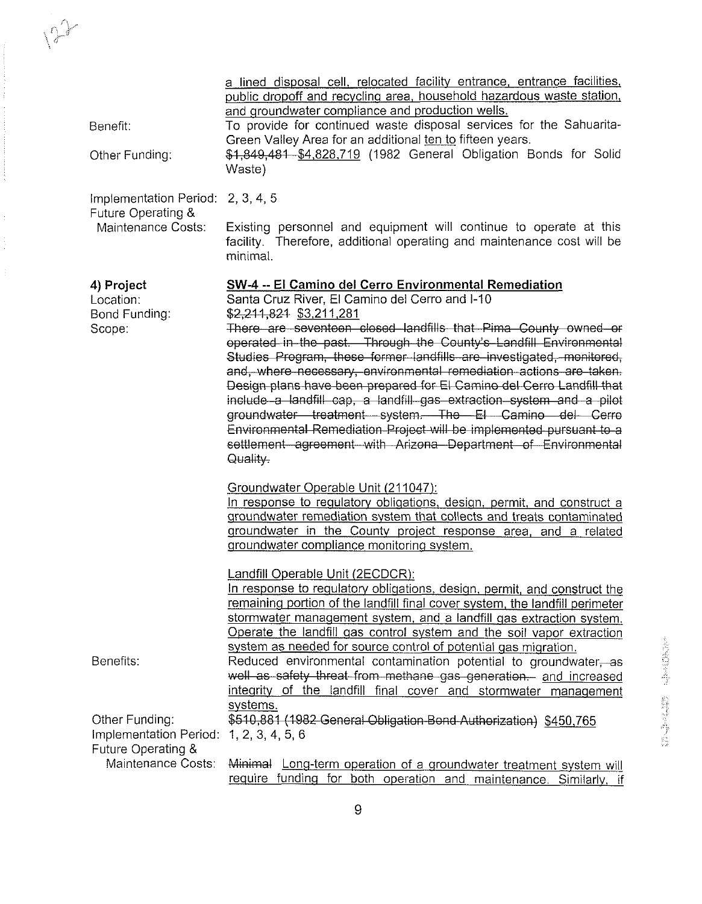a lined disposal cell, relocated facility entrance, entrance facilities, public dropoff and recycling area, household hazardous waste station, and groundwater compliance and production wells.

Benefit: To provide for continued waste disposal services for the Sahuarita-Green Valley Area for an additional ten to fifteen years.

Other Funding: ~~$1,849,481~~ $4,828,719 (1982 General Obligation Bonds for Solid Waste)

Implementation Period: 2, 3, 4, 5

Future Operating & Maintenance Costs: Existing personnel and equipment will continue to operate at this facility. Therefore, additional operating and maintenance cost will be minimal.

**4) Project** **SW-4 -- El Camino del Cerro Environmental Remediation**

Location: Santa Cruz River, El Camino del Cerro and I-10

Bond Funding: ~~$2,211,821~~ $3,211,281

Scope: ~~There are seventeen closed landfills that Pima County owned or operated in the past. Through the County's Landfill Environmental Studies Program, these former landfills are investigated, monitored, and, where necessary, environmental remediation actions are taken. Design plans have been prepared for El Camino del Cerro Landfill that include a landfill cap, a landfill gas extraction system and a pilot groundwater treatment system. The El Camino del Cerro Environmental Remediation Project will be implemented pursuant to a settlement agreement with Arizona Department of Environmental Quality.~~

Groundwater Operable Unit (211047):
In response to regulatory obligations, design, permit, and construct a groundwater remediation system that collects and treats contaminated groundwater in the County project response area, and a related groundwater compliance monitoring system.

Landfill Operable Unit (2ECDCR):
In response to regulatory obligations, design, permit, and construct the remaining portion of the landfill final cover system, the landfill perimeter stormwater management system, and a landfill gas extraction system. Operate the landfill gas control system and the soil vapor extraction system as needed for source control of potential gas migration.

Benefits: Reduced environmental contamination potential to groundwater~~, as well as safety threat from methane gas generation.~~ and increased integrity of the landfill final cover and stormwater management systems.

Other Funding: ~~$510,881 (1982 General Obligation Bond Authorization)~~ $450,765

Implementation Period: 1, 2, 3, 4, 5, 6

Future Operating & Maintenance Costs: ~~Minimal~~ Long-term operation of a groundwater treatment system will require funding for both operation and maintenance. Similarly, if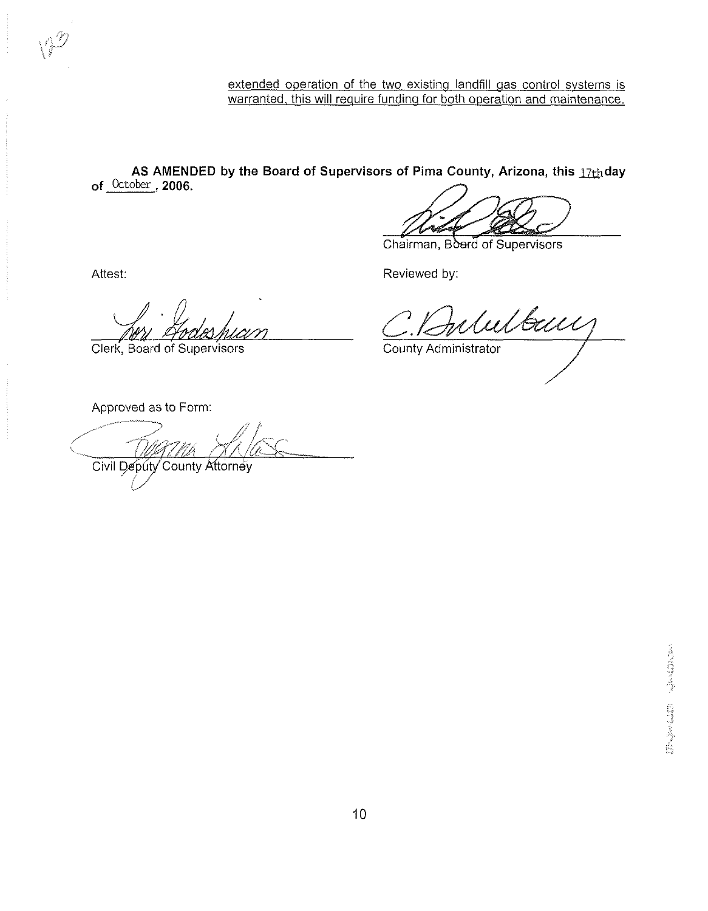<u>extended operation of the two existing landfill gas control systems is warranted, this will require funding for both operation and maintenance.</u>

**AS AMENDED by the Board of Supervisors of Pima County, Arizona, this** 17th **day of** October**, 2006.**

Chairman, Board of Supervisors

Attest:

Clerk, Board of Supervisors

Reviewed by:

County Administrator

Approved as to Form:

Civil Deputy County Attorney